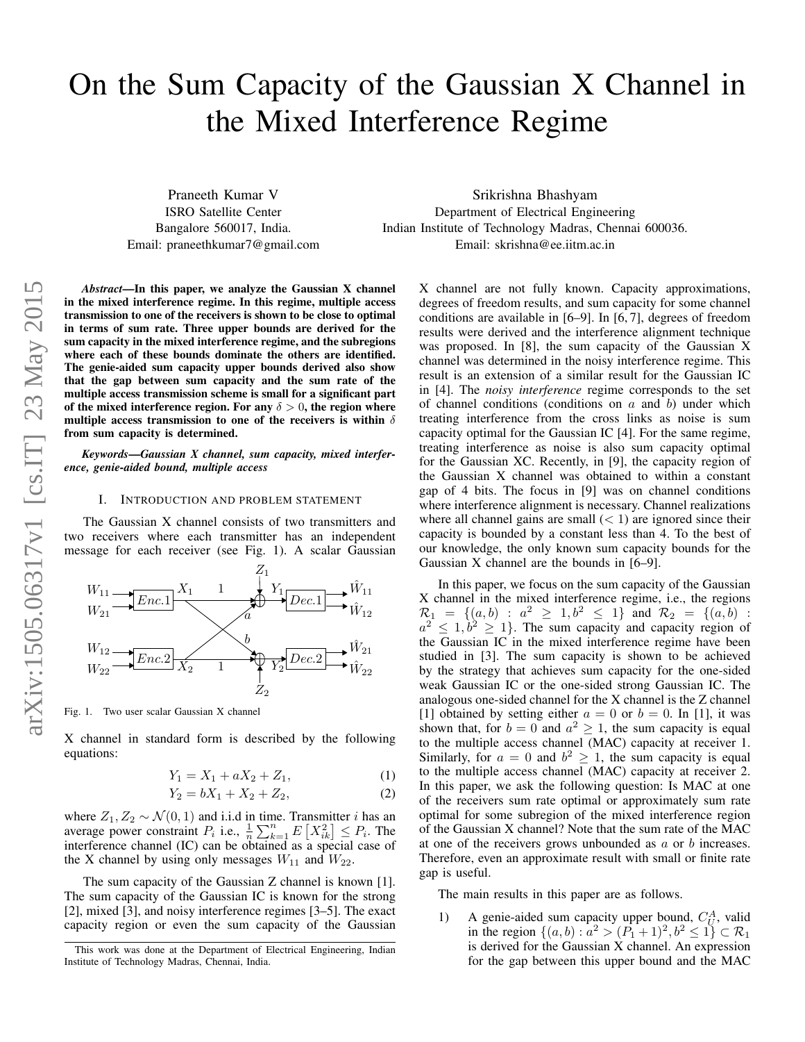# On the Sum Capacity of the Gaussian X Channel in the Mixed Interference Regime

Praneeth Kumar V
ISRO Satellite Center
Bangalore 560017, India.
Email: praneethkumar7@gmail.com

Srikrishna Bhashyam
Department of Electrical Engineering
Indian Institute of Technology Madras, Chennai 600036.
Email: skrishna@ee.iitm.ac.in

***Abstract*—In this paper, we analyze the Gaussian X channel in the mixed interference regime. In this regime, multiple access transmission to one of the receivers is shown to be close to optimal in terms of sum rate. Three upper bounds are derived for the sum capacity in the mixed interference regime, and the subregions where each of these bounds dominate the others are identified. The genie-aided sum capacity upper bounds derived also show that the gap between sum capacity and the sum rate of the multiple access transmission scheme is small for a significant part of the mixed interference region. For any $\delta > 0$, the region where multiple access transmission to one of the receivers is within $\delta$ from sum capacity is determined.**

***Keywords*—Gaussian X channel, sum capacity, mixed interference, genie-aided bound, multiple access**

## I. Introduction and Problem Statement

The Gaussian X channel consists of two transmitters and two receivers where each transmitter has an independent message for each receiver (see Fig. 1). A scalar Gaussian X channel in standard form is described by the following equations:

$$Y_1 = X_1 + aX_2 + Z_1, \tag{1}$$

$$Y_2 = bX_1 + X_2 + Z_2, \tag{2}$$

Fig. 1. Two user scalar Gaussian X channel

where $Z_1, Z_2 \sim \mathcal{N}(0, 1)$ and i.i.d in time. Transmitter $i$ has an average power constraint $P_i$ i.e., $\frac{1}{n}\sum_{k=1}^{n} E\left[X_{ik}^2\right] \leq P_i$. The interference channel (IC) can be obtained as a special case of the X channel by using only messages $W_{11}$ and $W_{22}$.

The sum capacity of the Gaussian Z channel is known [1]. The sum capacity of the Gaussian IC is known for the strong [2], mixed [3], and noisy interference regimes [3–5]. The exact capacity region or even the sum capacity of the Gaussian X channel are not fully known. Capacity approximations, degrees of freedom results, and sum capacity for some channel conditions are available in [6–9]. In [6, 7], degrees of freedom results were derived and the interference alignment technique was proposed. In [8], the sum capacity of the Gaussian X channel was determined in the noisy interference regime. This result is an extension of a similar result for the Gaussian IC in [4]. The *noisy interference* regime corresponds to the set of channel conditions (conditions on $a$ and $b$) under which treating interference from the cross links as noise is sum capacity optimal for the Gaussian IC [4]. For the same regime, treating interference as noise is also sum capacity optimal for the Gaussian XC. Recently, in [9], the capacity region of the Gaussian X channel was obtained to within a constant gap of 4 bits. The focus in [9] was on channel conditions where interference alignment is necessary. Channel realizations where all channel gains are small ($< 1$) are ignored since their capacity is bounded by a constant less than 4. To the best of our knowledge, the only known sum capacity bounds for the Gaussian X channel are the bounds in [6–9].

In this paper, we focus on the sum capacity of the Gaussian X channel in the mixed interference regime, i.e., the regions $\mathcal{R}_1 = \{(a, b) : a^2 \geq 1, b^2 \leq 1\}$ and $\mathcal{R}_2 = \{(a, b) : a^2 \leq 1, b^2 \geq 1\}$. The sum capacity and capacity region of the Gaussian IC in the mixed interference regime have been studied in [3]. The sum capacity is shown to be achieved by the strategy that achieves sum capacity for the one-sided weak Gaussian IC or the one-sided strong Gaussian IC. The analogous one-sided channel for the X channel is the Z channel [1] obtained by setting either $a = 0$ or $b = 0$. In [1], it was shown that, for $b = 0$ and $a^2 \geq 1$, the sum capacity is equal to the multiple access channel (MAC) capacity at receiver 1. Similarly, for $a = 0$ and $b^2 \geq 1$, the sum capacity is equal to the multiple access channel (MAC) capacity at receiver 2. In this paper, we ask the following question: Is MAC at one of the receivers sum rate optimal or approximately sum rate optimal for some subregion of the mixed interference region of the Gaussian X channel? Note that the sum rate of the MAC at one of the receivers grows unbounded as $a$ or $b$ increases. Therefore, even an approximate result with small or finite rate gap is useful.

The main results in this paper are as follows.

1) A genie-aided sum capacity upper bound, $C_U^A$, valid in the region $\{(a, b) : a^2 > (P_1 + 1)^2, b^2 \leq 1\} \subset \mathcal{R}_1$ is derived for the Gaussian X channel. An expression for the gap between this upper bound and the MAC

This work was done at the Department of Electrical Engineering, Indian Institute of Technology Madras, Chennai, India.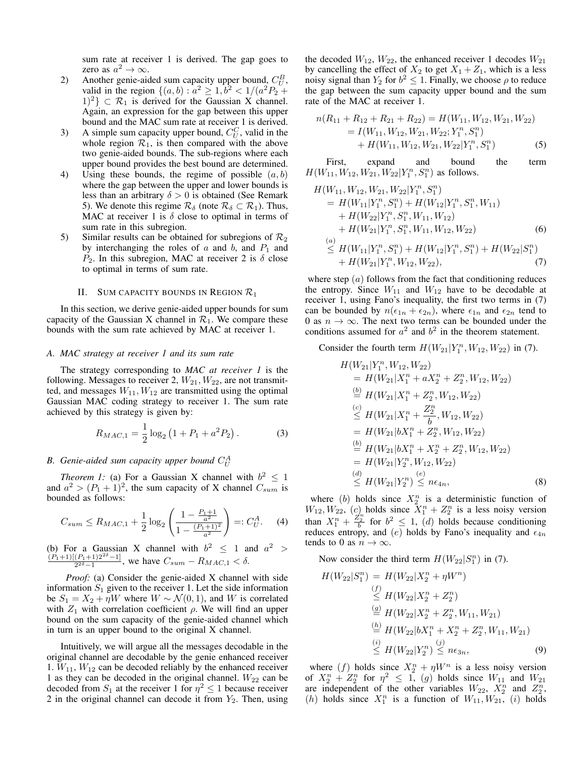sum rate at receiver 1 is derived. The gap goes to zero as $a^2 \to \infty$.

2) Another genie-aided sum capacity upper bound, $C_U^B$, valid in the region $\{(a,b) : a^2 \geq 1, b^2 < 1/(a^2 P_2 + 1)^2\} \subset \mathcal{R}_1$ is derived for the Gaussian X channel. Again, an expression for the gap between this upper bound and the MAC sum rate at receiver 1 is derived.
3) A simple sum capacity upper bound, $C_U^C$, valid in the whole region $\mathcal{R}_1$, is then compared with the above two genie-aided bounds. The sub-regions where each upper bound provides the best bound are determined.
4) Using these bounds, the regime of possible $(a,b)$ where the gap between the upper and lower bounds is less than an arbitrary $\delta > 0$ is obtained (See Remark 5). We denote this regime $\mathcal{R}_\delta$ (note $\mathcal{R}_\delta \subset \mathcal{R}_1$). Thus, MAC at receiver 1 is $\delta$ close to optimal in terms of sum rate in this subregion.
5) Similar results can be obtained for subregions of $\mathcal{R}_2$ by interchanging the roles of $a$ and $b$, and $P_1$ and $P_2$. In this subregion, MAC at receiver 2 is $\delta$ close to optimal in terms of sum rate.

## II. Sum capacity bounds in Region $\mathcal{R}_1$

In this section, we derive genie-aided upper bounds for sum capacity of the Gaussian X channel in $\mathcal{R}_1$. We compare these bounds with the sum rate achieved by MAC at receiver 1.

### A. MAC strategy at receiver 1 and its sum rate

The strategy corresponding to *MAC at receiver 1* is the following. Messages to receiver 2, $W_{21}, W_{22}$, are not transmitted, and messages $W_{11}, W_{12}$ are transmitted using the optimal Gaussian MAC coding strategy to receiver 1. The sum rate achieved by this strategy is given by:

$$R_{MAC,1} = \frac{1}{2}\log_2\left(1 + P_1 + a^2 P_2\right). \tag{3}$$

### B. Genie-aided sum capacity upper bound $C_U^A$

*Theorem 1:* (a) For a Gaussian X channel with $b^2 \leq 1$ and $a^2 > (P_1+1)^2$, the sum capacity of X channel $C_{sum}$ is bounded as follows:

$$C_{sum} \leq R_{MAC,1} + \frac{1}{2}\log_2\left(\frac{1 - \frac{P_1+1}{a^2}}{1 - \frac{(P_1+1)^2}{a^2}}\right) =: C_U^A. \tag{4}$$

(b) For a Gaussian X channel with $b^2 \leq 1$ and $a^2 > \frac{(P_1+1)[(P_1+1)2^{2\delta}-1]}{2^{2\delta}-1}$, we have $C_{sum} - R_{MAC,1} < \delta$.

*Proof:* (a) Consider the genie-aided X channel with side information $S_1$ given to the receiver 1. Let the side information be $S_1 = X_2 + \eta W$ where $W \sim \mathcal{N}(0,1)$, and $W$ is correlated with $Z_1$ with correlation coefficient $\rho$. We will find an upper bound on the sum capacity of the genie-aided channel which in turn is an upper bound to the original X channel.

Intuitively, we will argue all the messages decodable in the original channel are decodable by the genie enhanced receiver 1. $W_{11}, W_{12}$ can be decoded reliably by the enhanced receiver 1 as they can be decoded in the original channel. $W_{22}$ can be decoded from $S_1$ at the receiver 1 for $\eta^2 \leq 1$ because receiver 2 in the original channel can decode it from $Y_2$. Then, using the decoded $W_{12}$, $W_{22}$, the enhanced receiver 1 decodes $W_{21}$ by cancelling the effect of $X_2$ to get $X_1 + Z_1$, which is a less noisy signal than $Y_2$ for $b^2 \leq 1$. Finally, we choose $\rho$ to reduce the gap between the sum capacity upper bound and the sum rate of the MAC at receiver 1.

$$\begin{aligned}
n(R_{11} + R_{12} + R_{21} + R_{22}) &= H(W_{11}, W_{12}, W_{21}, W_{22}) \\
&= I(W_{11}, W_{12}, W_{21}, W_{22}; Y_1^n, S_1^n) \\
&\quad + H(W_{11}, W_{12}, W_{21}, W_{22}|Y_1^n, S_1^n)
\end{aligned} \tag{5}$$

First, expand and bound the term $H(W_{11}, W_{12}, W_{21}, W_{22}|Y_1^n, S_1^n)$ as follows.

$$\begin{aligned}
&H(W_{11}, W_{12}, W_{21}, W_{22}|Y_1^n, S_1^n) \\
&= H(W_{11}|Y_1^n, S_1^n) + H(W_{12}|Y_1^n, S_1^n, W_{11}) \\
&\quad + H(W_{22}|Y_1^n, S_1^n, W_{11}, W_{12}) \\
&\quad + H(W_{21}|Y_1^n, S_1^n, W_{11}, W_{12}, W_{22}) \qquad (6) \\
&\overset{(a)}{\leq} H(W_{11}|Y_1^n, S_1^n) + H(W_{12}|Y_1^n, S_1^n) + H(W_{22}|S_1^n) \\
&\quad + H(W_{21}|Y_1^n, W_{12}, W_{22}), \qquad (7)
\end{aligned}$$

where step $(a)$ follows from the fact that conditioning reduces the entropy. Since $W_{11}$ and $W_{12}$ have to be decodable at receiver 1, using Fano's inequality, the first two terms in (7) can be bounded by $n(\epsilon_{1n} + \epsilon_{2n})$, where $\epsilon_{1n}$ and $\epsilon_{2n}$ tend to 0 as $n \to \infty$. The next two terms can be bounded under the conditions assumed for $a^2$ and $b^2$ in the theorem statement.

Consider the fourth term $H(W_{21}|Y_1^n, W_{12}, W_{22})$ in (7).

$$\begin{aligned}
&H(W_{21}|Y_1^n, W_{12}, W_{22}) \\
&= H(W_{21}|X_1^n + aX_2^n + Z_2^n, W_{12}, W_{22}) \\
&\overset{(b)}{=} H(W_{21}|X_1^n + Z_2^n, W_{12}, W_{22}) \\
&\overset{(c)}{\leq} H(W_{21}|X_1^n + \frac{Z_2^n}{b}, W_{12}, W_{22}) \\
&= H(W_{21}|bX_1^n + Z_2^n, W_{12}, W_{22}) \\
&\overset{(b)}{=} H(W_{21}|bX_1^n + X_2^n + Z_2^n, W_{12}, W_{22}) \\
&= H(W_{21}|Y_2^n, W_{12}, W_{22}) \\
&\overset{(d)}{\leq} H(W_{21}|Y_2^n) \overset{(e)}{\leq} n\epsilon_{4n},
\end{aligned} \tag{8}$$

where $(b)$ holds since $X_2^n$ is a deterministic function of $W_{12}, W_{22}$, $(c)$ holds since $X_1^n + Z_2^n$ is a less noisy version than $X_1^n + \frac{Z_2^n}{b}$ for $b^2 \leq 1$, $(d)$ holds because conditioning reduces entropy, and $(e)$ holds by Fano's inequality and $\epsilon_{4n}$ tends to 0 as $n \to \infty$.

Now consider the third term $H(W_{22}|S_1^n)$ in (7).

$$\begin{aligned}
H(W_{22}|S_1^n) &= H(W_{22}|X_2^n + \eta W^n) \\
&\overset{(f)}{\leq} H(W_{22}|X_2^n + Z_2^n) \\
&\overset{(g)}{=} H(W_{22}|X_2^n + Z_2^n, W_{11}, W_{21}) \\
&\overset{(h)}{=} H(W_{22}|bX_1^n + X_2^n + Z_2^n, W_{11}, W_{21}) \\
&\overset{(i)}{\leq} H(W_{22}|Y_2^n) \overset{(j)}{\leq} n\epsilon_{3n},
\end{aligned} \tag{9}$$

where $(f)$ holds since $X_2^n + \eta W^n$ is a less noisy version of $X_2^n + Z_2^n$ for $\eta^2 \leq 1$, $(g)$ holds since $W_{11}$ and $W_{21}$ are independent of the other variables $W_{22}$, $X_2^n$ and $Z_2^n$, $(h)$ holds since $X_1^n$ is a function of $W_{11}, W_{21}$, $(i)$ holds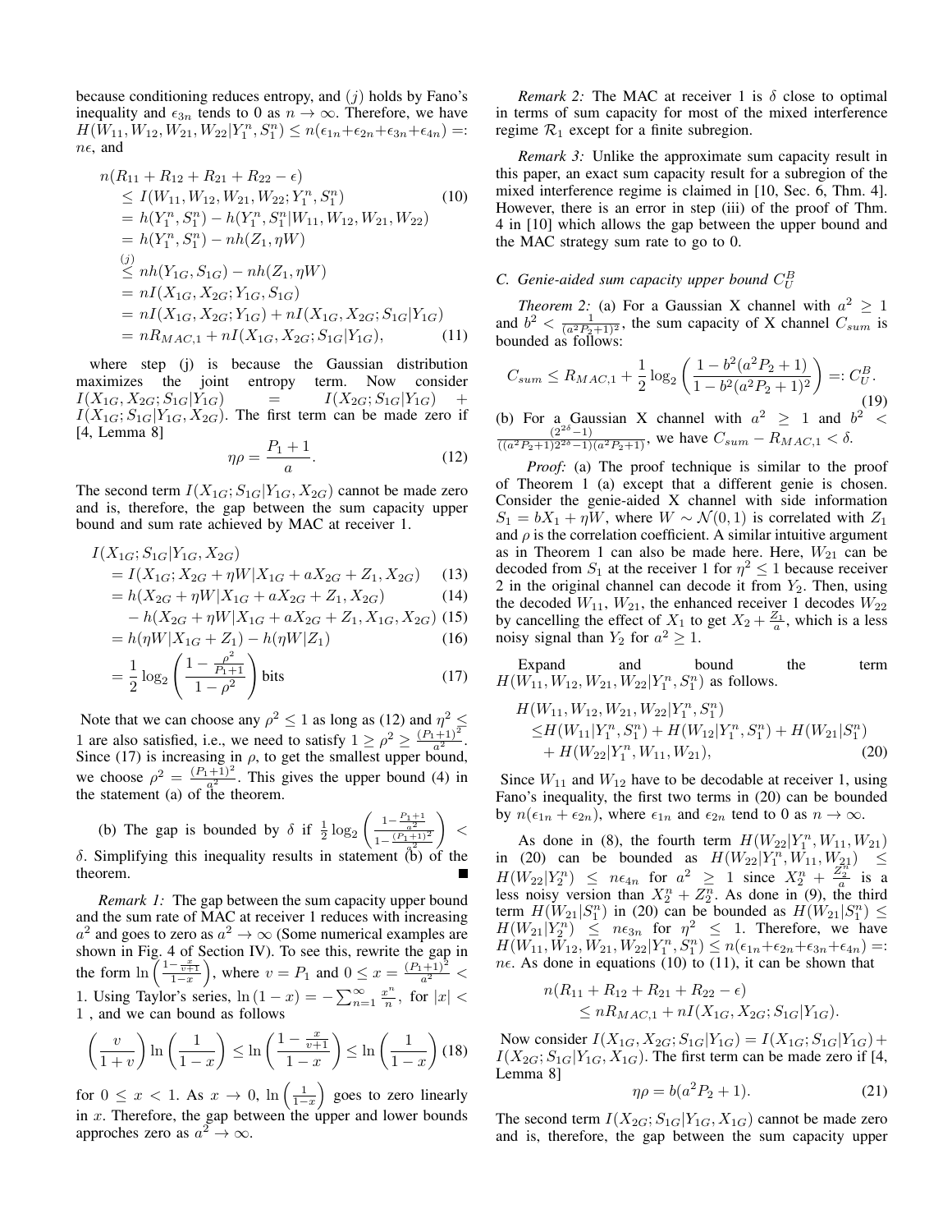because conditioning reduces entropy, and $(j)$ holds by Fano's inequality and $\epsilon_{3n}$ tends to 0 as $n \to \infty$. Therefore, we have $H(W_{11}, W_{12}, W_{21}, W_{22}|Y_1^n, S_1^n) \leq n(\epsilon_{1n}+\epsilon_{2n}+\epsilon_{3n}+\epsilon_{4n}) =: n\epsilon$, and

$$
\begin{aligned}
n(R_{11} &+ R_{12} + R_{21} + R_{22} - \epsilon) \\
&\leq I(W_{11}, W_{12}, W_{21}, W_{22}; Y_1^n, S_1^n) \qquad (10) \\
&= h(Y_1^n, S_1^n) - h(Y_1^n, S_1^n | W_{11}, W_{12}, W_{21}, W_{22}) \\
&= h(Y_1^n, S_1^n) - nh(Z_1, \eta W) \\
&\overset{(j)}{\leq} nh(Y_{1G}, S_{1G}) - nh(Z_1, \eta W) \\
&= nI(X_{1G}, X_{2G}; Y_{1G}, S_{1G}) \\
&= nI(X_{1G}, X_{2G}; Y_{1G}) + nI(X_{1G}, X_{2G}; S_{1G}|Y_{1G}) \\
&= nR_{MAC,1} + nI(X_{1G}, X_{2G}; S_{1G}|Y_{1G}), \qquad (11)
\end{aligned}
$$

where step (j) is because the Gaussian distribution maximizes the joint entropy term. Now consider $I(X_{1G}, X_{2G}; S_{1G}|Y_{1G}) = I(X_{2G}; S_{1G}|Y_{1G}) + I(X_{1G}; S_{1G}|Y_{1G}, X_{2G})$. The first term can be made zero if [4, Lemma 8]

$$\eta\rho = \frac{P_1 + 1}{a}. \qquad (12)$$

The second term $I(X_{1G}; S_{1G}|Y_{1G}, X_{2G})$ cannot be made zero and is, therefore, the gap between the sum capacity upper bound and sum rate achieved by MAC at receiver 1.

$$
\begin{aligned}
I(X_{1G}&; S_{1G}|Y_{1G}, X_{2G}) \\
&= I(X_{1G}; X_{2G} + \eta W | X_{1G} + aX_{2G} + Z_1, X_{2G}) \qquad (13) \\
&= h(X_{2G} + \eta W | X_{1G} + aX_{2G} + Z_1, X_{2G}) \qquad (14) \\
&\quad - h(X_{2G} + \eta W | X_{1G} + aX_{2G} + Z_1, X_{1G}, X_{2G}) \qquad (15) \\
&= h(\eta W | X_{1G} + Z_1) - h(\eta W | Z_1) \qquad (16) \\
&= \frac{1}{2}\log_2\left(\frac{1 - \frac{\rho^2}{P_1+1}}{1-\rho^2}\right) \text{ bits} \qquad (17)
\end{aligned}
$$

Note that we can choose any $\rho^2 \leq 1$ as long as (12) and $\eta^2 \leq 1$ are also satisfied, i.e., we need to satisfy $1 \geq \rho^2 \geq \frac{(P_1+1)^2}{a^2}$. Since (17) is increasing in $\rho$, to get the smallest upper bound, we choose $\rho^2 = \frac{(P_1+1)^2}{a^2}$. This gives the upper bound (4) in the statement (a) of the theorem.

(b) The gap is bounded by $\delta$ if $\frac{1}{2}\log_2\left(\frac{1-\frac{P_1+1}{a^2}}{1-\frac{(P_1+1)^2}{a^2}}\right) < \delta$. Simplifying this inequality results in statement (b) of the theorem. ∎

*Remark 1:* The gap between the sum capacity upper bound and the sum rate of MAC at receiver 1 reduces with increasing $a^2$ and goes to zero as $a^2 \to \infty$ (Some numerical examples are shown in Fig. 4 of Section IV). To see this, rewrite the gap in the form $\ln\left(\frac{1-\frac{x}{v+1}}{1-x}\right)$, where $v = P_1$ and $0 \leq x = \frac{(P_1+1)^2}{a^2} < 1$. Using Taylor's series, $\ln(1-x) = -\sum_{n=1}^{\infty} \frac{x^n}{n}$, for $|x| < 1$ , and we can bound as follows

$$\left(\frac{v}{1+v}\right)\ln\left(\frac{1}{1-x}\right) \leq \ln\left(\frac{1-\frac{x}{v+1}}{1-x}\right) \leq \ln\left(\frac{1}{1-x}\right) \qquad (18)$$

for $0 \leq x < 1$. As $x \to 0$, $\ln\left(\frac{1}{1-x}\right)$ goes to zero linearly in $x$. Therefore, the gap between the upper and lower bounds approches zero as $a^2 \to \infty$.

*Remark 2:* The MAC at receiver 1 is $\delta$ close to optimal in terms of sum capacity for most of the mixed interference regime $\mathcal{R}_1$ except for a finite subregion.

*Remark 3:* Unlike the approximate sum capacity result in this paper, an exact sum capacity result for a subregion of the mixed interference regime is claimed in [10, Sec. 6, Thm. 4]. However, there is an error in step (iii) of the proof of Thm. 4 in [10] which allows the gap between the upper bound and the MAC strategy sum rate to go to 0.

### C. Genie-aided sum capacity upper bound $C_U^B$

*Theorem 2:* (a) For a Gaussian X channel with $a^2 \geq 1$ and $b^2 < \frac{1}{(a^2P_2+1)^2}$, the sum capacity of X channel $C_{sum}$ is bounded as follows:

$$C_{sum} \leq R_{MAC,1} + \frac{1}{2}\log_2\left(\frac{1 - b^2(a^2P_2+1)}{1 - b^2(a^2P_2+1)^2}\right) =: C_U^B. \qquad (19)$$

(b) For a Gaussian X channel with $a^2 \geq 1$ and $b^2 < \frac{(2^{2\delta}-1)}{((a^2P_2+1)2^{2\delta}-1)(a^2P_2+1)}$, we have $C_{sum} - R_{MAC,1} < \delta$.

*Proof:* (a) The proof technique is similar to the proof of Theorem 1 (a) except that a different genie is chosen. Consider the genie-aided X channel with side information $S_1 = bX_1 + \eta W$, where $W \sim \mathcal{N}(0,1)$ is correlated with $Z_1$ and $\rho$ is the correlation coefficient. A similar intuitive argument as in Theorem 1 can also be made here. Here, $W_{21}$ can be decoded from $S_1$ at the receiver 1 for $\eta^2 \leq 1$ because receiver 2 in the original channel can decode it from $Y_2$. Then, using the decoded $W_{11}$, $W_{21}$, the enhanced receiver 1 decodes $W_{22}$ by cancelling the effect of $X_1$ to get $X_2 + \frac{Z_1}{a}$, which is a less noisy signal than $Y_2$ for $a^2 \geq 1$.

Expand and bound the term $H(W_{11}, W_{12}, W_{21}, W_{22}|Y_1^n, S_1^n)$ as follows.

$$
\begin{aligned}
H(&W_{11}, W_{12}, W_{21}, W_{22}|Y_1^n, S_1^n) \\
&\leq H(W_{11}|Y_1^n, S_1^n) + H(W_{12}|Y_1^n, S_1^n) + H(W_{21}|S_1^n) \\
&\quad + H(W_{22}|Y_1^n, W_{11}, W_{21}), \qquad (20)
\end{aligned}
$$

Since $W_{11}$ and $W_{12}$ have to be decodable at receiver 1, using Fano's inequality, the first two terms in (20) can be bounded by $n(\epsilon_{1n} + \epsilon_{2n})$, where $\epsilon_{1n}$ and $\epsilon_{2n}$ tend to 0 as $n \to \infty$.

As done in (8), the fourth term $H(W_{22}|Y_1^n, W_{11}, W_{21})$ in (20) can be bounded as $H(W_{22}|Y_1^n, W_{11}, W_{21}) \leq H(W_{22}|Y_2^n) \leq n\epsilon_{4n}$ for $a^2 \geq 1$ since $X_2^n + \frac{Z_2^n}{a}$ is a less noisy version than $X_2^n + Z_2^n$. As done in (9), the third term $H(W_{21}|S_1^n)$ in (20) can be bounded as $H(W_{21}|S_1^n) \leq H(W_{21}|Y_2^n) \leq n\epsilon_{3n}$ for $\eta^2 \leq 1$. Therefore, we have $H(W_{11}, W_{12}, W_{21}, W_{22}|Y_1^n, S_1^n) \leq n(\epsilon_{1n}+\epsilon_{2n}+\epsilon_{3n}+\epsilon_{4n}) =: n\epsilon$. As done in equations (10) to (11), it can be shown that

$$
\begin{aligned}
n(R_{11} &+ R_{12} + R_{21} + R_{22} - \epsilon) \\
&\leq nR_{MAC,1} + nI(X_{1G}, X_{2G}; S_{1G}|Y_{1G}).
\end{aligned}
$$

Now consider $I(X_{1G}, X_{2G}; S_{1G}|Y_{1G}) = I(X_{1G}; S_{1G}|Y_{1G}) + I(X_{2G}; S_{1G}|Y_{1G}, X_{1G})$. The first term can be made zero if [4, Lemma 8]

$$\eta\rho = b(a^2P_2 + 1). \qquad (21)$$

The second term $I(X_{2G}; S_{1G}|Y_{1G}, X_{1G})$ cannot be made zero and is, therefore, the gap between the sum capacity upper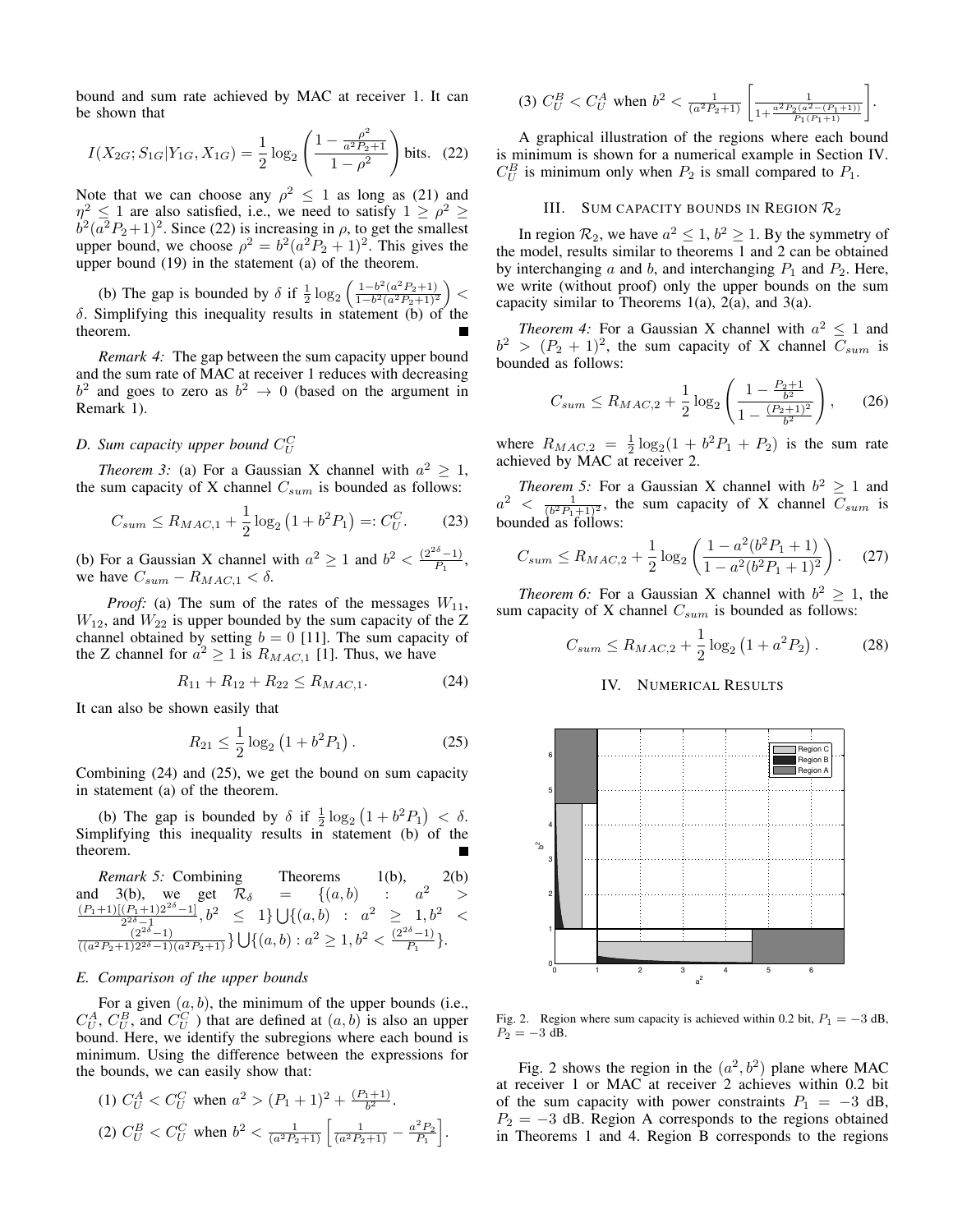bound and sum rate achieved by MAC at receiver 1. It can be shown that

$$I(X_{2G}; S_{1G}|Y_{1G}, X_{1G}) = \frac{1}{2}\log_2\left(\frac{1-\frac{\rho^2}{a^2P_2+1}}{1-\rho^2}\right) \text{bits}. \quad (22)$$

Note that we can choose any $\rho^2 \leq 1$ as long as (21) and $\eta^2 \leq 1$ are also satisfied, i.e., we need to satisfy $1 \geq \rho^2 \geq b^2(a^2P_2+1)^2$. Since (22) is increasing in $\rho$, to get the smallest upper bound, we choose $\rho^2 = b^2(a^2P_2+1)^2$. This gives the upper bound (19) in the statement (a) of the theorem.

(b) The gap is bounded by $\delta$ if $\frac{1}{2}\log_2\left(\frac{1-b^2(a^2P_2+1)}{1-b^2(a^2P_2+1)^2}\right) < \delta$. Simplifying this inequality results in statement (b) of the theorem. ■

*Remark 4:* The gap between the sum capacity upper bound and the sum rate of MAC at receiver 1 reduces with decreasing $b^2$ and goes to zero as $b^2 \to 0$ (based on the argument in Remark 1).

### D. Sum capacity upper bound $C_U^C$

*Theorem 3:* (a) For a Gaussian X channel with $a^2 \geq 1$, the sum capacity of X channel $C_{sum}$ is bounded as follows:

$$C_{sum} \leq R_{MAC,1} + \frac{1}{2}\log_2\left(1+b^2P_1\right) =: C_U^C. \quad (23)$$

(b) For a Gaussian X channel with $a^2 \geq 1$ and $b^2 < \frac{(2^{2\delta}-1)}{P_1}$, we have $C_{sum} - R_{MAC,1} < \delta$.

*Proof:* (a) The sum of the rates of the messages $W_{11}$, $W_{12}$, and $W_{22}$ is upper bounded by the sum capacity of the Z channel obtained by setting $b = 0$ [11]. The sum capacity of the Z channel for $a^2 \geq 1$ is $R_{MAC,1}$ [1]. Thus, we have

$$R_{11} + R_{12} + R_{22} \leq R_{MAC,1}. \quad (24)$$

It can also be shown easily that

$$R_{21} \leq \frac{1}{2}\log_2\left(1+b^2P_1\right). \quad (25)$$

Combining (24) and (25), we get the bound on sum capacity in statement (a) of the theorem.

(b) The gap is bounded by $\delta$ if $\frac{1}{2}\log_2\left(1+b^2P_1\right) < \delta$. Simplifying this inequality results in statement (b) of the theorem. ■

*Remark 5:* Combining Theorems 1(b), 2(b) and 3(b), we get $\mathcal{R}_\delta = \{(a,b) : a^2 > \frac{(P_1+1)[(P_1+1)2^{2\delta}-1]}{2^{2\delta}-1}, b^2 \leq 1\} \bigcup \{(a,b) : a^2 \geq 1, b^2 < \frac{(2^{2\delta}-1)}{((a^2P_2+1)2^{2\delta}-1)(a^2P_2+1)}\} \bigcup \{(a,b) : a^2 \geq 1, b^2 < \frac{(2^{2\delta}-1)}{P_1}\}$.

### E. Comparison of the upper bounds

For a given $(a,b)$, the minimum of the upper bounds (i.e., $C_U^A$, $C_U^B$, and $C_U^C$) that are defined at $(a,b)$ is also an upper bound. Here, we identify the subregions where each bound is minimum. Using the difference between the expressions for the bounds, we can easily show that:

(1) $C_U^A < C_U^C$ when $a^2 > (P_1+1)^2 + \frac{(P_1+1)}{b^2}$.

(2) $C_U^B < C_U^C$ when $b^2 < \frac{1}{(a^2P_2+1)}\left[\frac{1}{(a^2P_2+1)} - \frac{a^2P_2}{P_1}\right]$.

(3) $C_U^B < C_U^A$ when $b^2 < \frac{1}{(a^2P_2+1)}\left[\frac{1}{1+\frac{a^2P_2(a^2-(P_1+1))}{P_1(P_1+1)}}\right]$.

A graphical illustration of the regions where each bound is minimum is shown for a numerical example in Section IV. $C_U^B$ is minimum only when $P_2$ is small compared to $P_1$.

## III. Sum capacity bounds in Region $\mathcal{R}_2$

In region $\mathcal{R}_2$, we have $a^2 \leq 1$, $b^2 \geq 1$. By the symmetry of the model, results similar to theorems 1 and 2 can be obtained by interchanging $a$ and $b$, and interchanging $P_1$ and $P_2$. Here, we write (without proof) only the upper bounds on the sum capacity similar to Theorems 1(a), 2(a), and 3(a).

*Theorem 4:* For a Gaussian X channel with $a^2 \leq 1$ and $b^2 > (P_2+1)^2$, the sum capacity of X channel $C_{sum}$ is bounded as follows:

$$C_{sum} \leq R_{MAC,2} + \frac{1}{2}\log_2\left(\frac{1-\frac{P_2+1}{b^2}}{1-\frac{(P_2+1)^2}{b^2}}\right), \quad (26)$$

where $R_{MAC,2} = \frac{1}{2}\log_2(1+b^2P_1+P_2)$ is the sum rate achieved by MAC at receiver 2.

*Theorem 5:* For a Gaussian X channel with $b^2 \geq 1$ and $a^2 < \frac{1}{(b^2P_1+1)^2}$, the sum capacity of X channel $C_{sum}$ is bounded as follows:

$$C_{sum} \leq R_{MAC,2} + \frac{1}{2}\log_2\left(\frac{1-a^2(b^2P_1+1)}{1-a^2(b^2P_1+1)^2}\right). \quad (27)$$

*Theorem 6:* For a Gaussian X channel with $b^2 \geq 1$, the sum capacity of X channel $C_{sum}$ is bounded as follows:

$$C_{sum} \leq R_{MAC,2} + \frac{1}{2}\log_2\left(1+a^2P_2\right). \quad (28)$$

## IV. Numerical Results

Fig. 2. Region where sum capacity is achieved within 0.2 bit, $P_1 = -3$ dB, $P_2 = -3$ dB.

Fig. 2 shows the region in the $(a^2, b^2)$ plane where MAC at receiver 1 or MAC at receiver 2 achieves within 0.2 bit of the sum capacity with power constraints $P_1 = -3$ dB, $P_2 = -3$ dB. Region A corresponds to the regions obtained in Theorems 1 and 4. Region B corresponds to the regions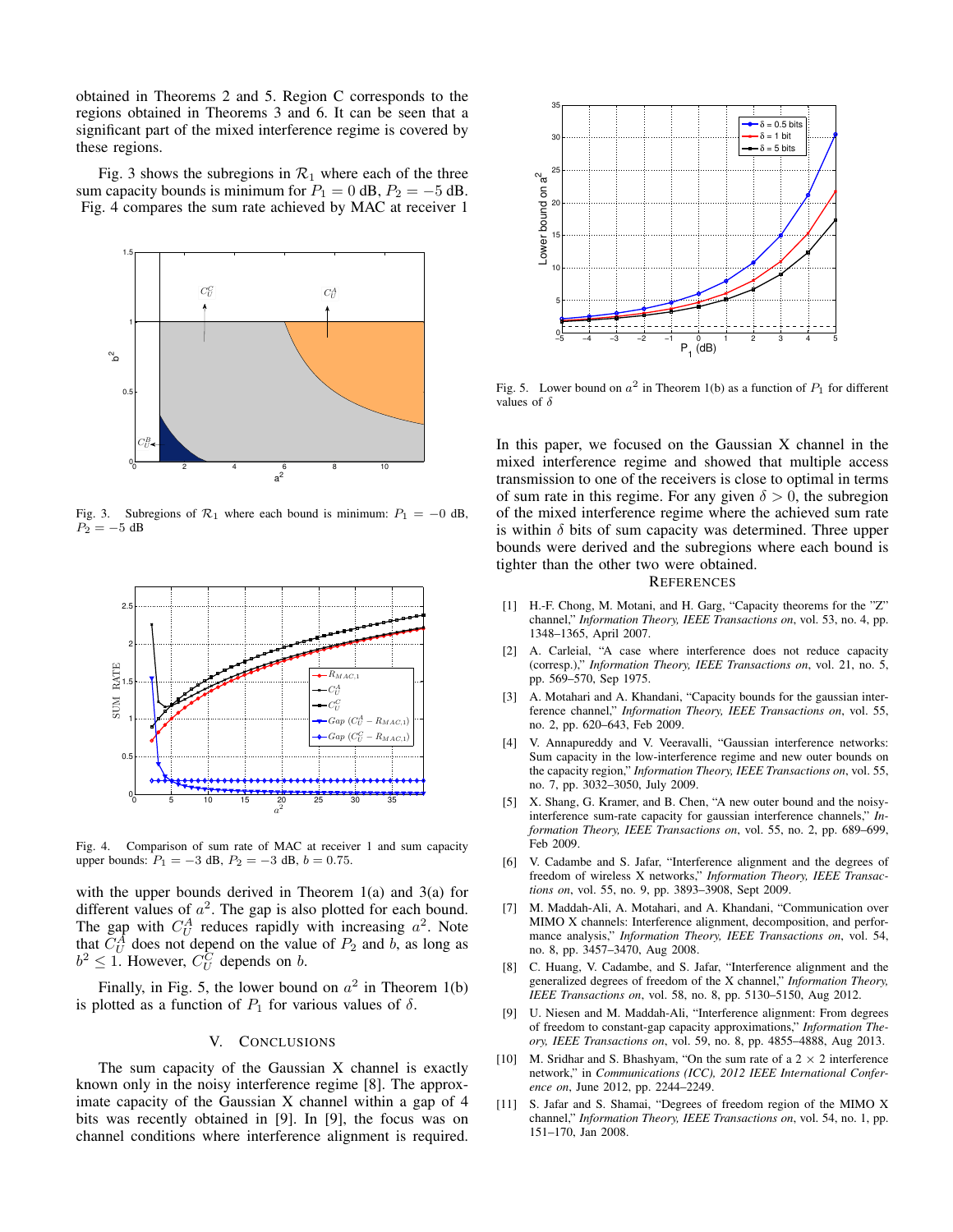obtained in Theorems 2 and 5. Region C corresponds to the regions obtained in Theorems 3 and 6. It can be seen that a significant part of the mixed interference regime is covered by these regions.

Fig. 3 shows the subregions in $\mathcal{R}_1$ where each of the three sum capacity bounds is minimum for $P_1 = 0$ dB, $P_2 = -5$ dB. Fig. 4 compares the sum rate achieved by MAC at receiver 1 with the upper bounds derived in Theorem 1(a) and 3(a) for different values of $a^2$. The gap is also plotted for each bound. The gap with $C_U^A$ reduces rapidly with increasing $a^2$. Note that $C_U^A$ does not depend on the value of $P_2$ and $b$, as long as $b^2 \leq 1$. However, $C_U^C$ depends on $b$.

Finally, in Fig. 5, the lower bound on $a^2$ in Theorem 1(b) is plotted as a function of $P_1$ for various values of $\delta$.

$C_U^C$
$C_U^A$
$C_U^B$
1.5
1
0.5
0
$b^2$
0 2 4 6 8 10
$a^2$

Fig. 3. Subregions of $\mathcal{R}_1$ where each bound is minimum: $P_1 = -0$ dB, $P_2 = -5$ dB

SUM RATE
2.5
2
1.5
1
0.5
0
0 5 10 15 20 25 30 35
$a^2$
$R_{MAC,1}$
$C_U^A$
$C_U^C$
Gap $(C_U^A - R_{MAC,1})$
Gap $(C_U^C - R_{MAC,1})$

Fig. 4. Comparison of sum rate of MAC at receiver 1 and sum capacity upper bounds: $P_1 = -3$ dB, $P_2 = -3$ dB, $b = 0.75$.

Lower bound on $a^2$
35
30
25
20
15
10
5
0
−5 −4 −3 −2 −1 0 1 2 3 4 5
$P_1$ (dB)
δ = 0.5 bits
δ = 1 bit
δ = 5 bits

Fig. 5. Lower bound on $a^2$ in Theorem 1(b) as a function of $P_1$ for different values of $\delta$

## V. Conclusions

The sum capacity of the Gaussian X channel is exactly known only in the noisy interference regime [8]. The approximate capacity of the Gaussian X channel within a gap of 4 bits was recently obtained in [9]. In [9], the focus was on channel conditions where interference alignment is required. In this paper, we focused on the Gaussian X channel in the mixed interference regime and showed that multiple access transmission to one of the receivers is close to optimal in terms of sum rate in this regime. For any given $\delta > 0$, the subregion of the mixed interference regime where the achieved sum rate is within $\delta$ bits of sum capacity was determined. Three upper bounds were derived and the subregions where each bound is tighter than the other two were obtained.

## References

[1] H.-F. Chong, M. Motani, and H. Garg, "Capacity theorems for the "Z" channel," *Information Theory, IEEE Transactions on*, vol. 53, no. 4, pp. 1348–1365, April 2007.

[2] A. Carleial, "A case where interference does not reduce capacity (corresp.)," *Information Theory, IEEE Transactions on*, vol. 21, no. 5, pp. 569–570, Sep 1975.

[3] A. Motahari and A. Khandani, "Capacity bounds for the gaussian interference channel," *Information Theory, IEEE Transactions on*, vol. 55, no. 2, pp. 620–643, Feb 2009.

[4] V. Annapureddy and V. Veeravalli, "Gaussian interference networks: Sum capacity in the low-interference regime and new outer bounds on the capacity region," *Information Theory, IEEE Transactions on*, vol. 55, no. 7, pp. 3032–3050, July 2009.

[5] X. Shang, G. Kramer, and B. Chen, "A new outer bound and the noisy-interference sum-rate capacity for gaussian interference channels," *Information Theory, IEEE Transactions on*, vol. 55, no. 2, pp. 689–699, Feb 2009.

[6] V. Cadambe and S. Jafar, "Interference alignment and the degrees of freedom of wireless X networks," *Information Theory, IEEE Transactions on*, vol. 55, no. 9, pp. 3893–3908, Sept 2009.

[7] M. Maddah-Ali, A. Motahari, and A. Khandani, "Communication over MIMO X channels: Interference alignment, decomposition, and performance analysis," *Information Theory, IEEE Transactions on*, vol. 54, no. 8, pp. 3457–3470, Aug 2008.

[8] C. Huang, V. Cadambe, and S. Jafar, "Interference alignment and the generalized degrees of freedom of the X channel," *Information Theory, IEEE Transactions on*, vol. 58, no. 8, pp. 5130–5150, Aug 2012.

[9] U. Niesen and M. Maddah-Ali, "Interference alignment: From degrees of freedom to constant-gap capacity approximations," *Information Theory, IEEE Transactions on*, vol. 59, no. 8, pp. 4855–4888, Aug 2013.

[10] M. Sridhar and S. Bhashyam, "On the sum rate of a 2 × 2 interference network," in *Communications (ICC), 2012 IEEE International Conference on*, June 2012, pp. 2244–2249.

[11] S. Jafar and S. Shamai, "Degrees of freedom region of the MIMO X channel," *Information Theory, IEEE Transactions on*, vol. 54, no. 1, pp. 151–170, Jan 2008.